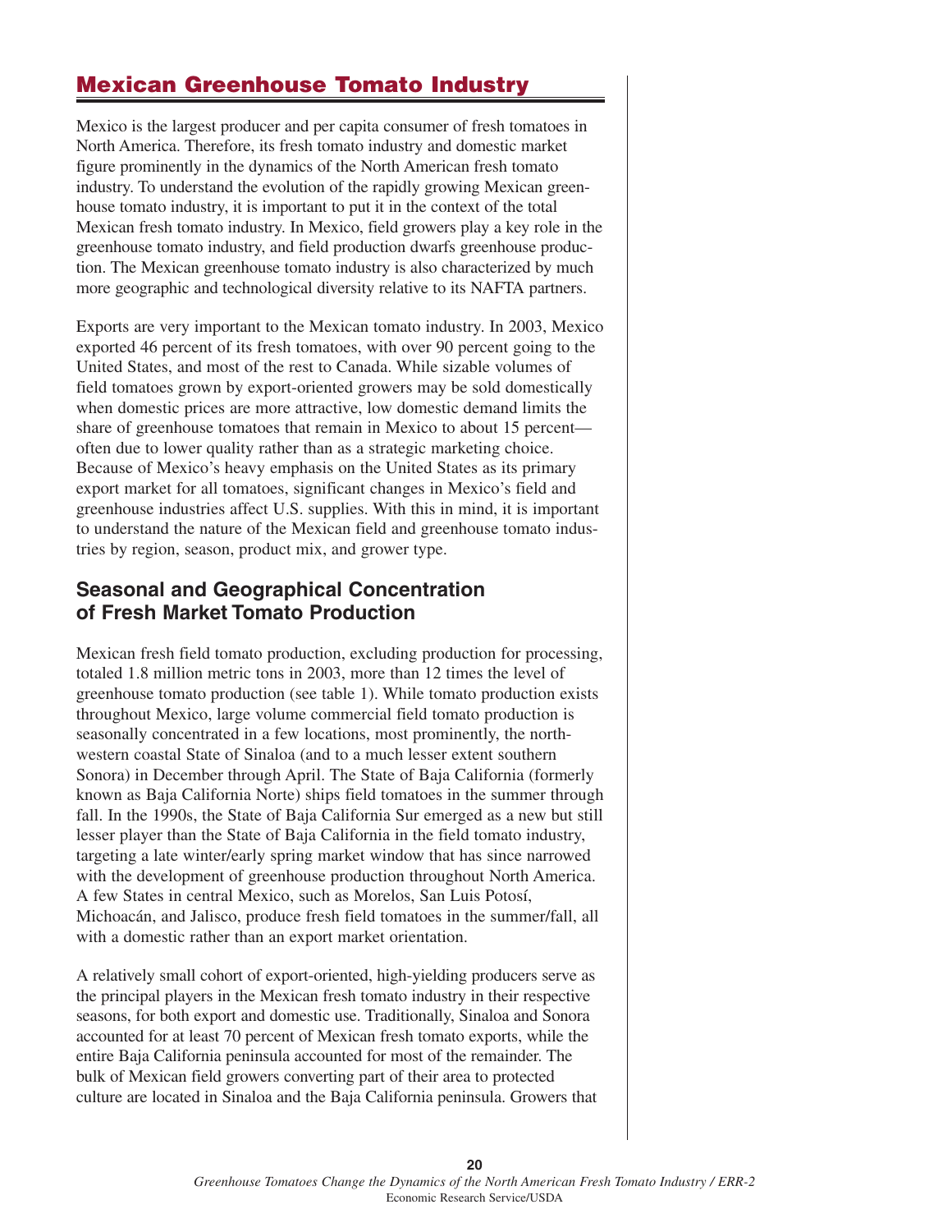## Mexican Greenhouse Tomato Industry

Mexico is the largest producer and per capita consumer of fresh tomatoes in North America. Therefore, its fresh tomato industry and domestic market figure prominently in the dynamics of the North American fresh tomato industry. To understand the evolution of the rapidly growing Mexican greenhouse tomato industry, it is important to put it in the context of the total Mexican fresh tomato industry. In Mexico, field growers play a key role in the greenhouse tomato industry, and field production dwarfs greenhouse production. The Mexican greenhouse tomato industry is also characterized by much more geographic and technological diversity relative to its NAFTA partners.

Exports are very important to the Mexican tomato industry. In 2003, Mexico exported 46 percent of its fresh tomatoes, with over 90 percent going to the United States, and most of the rest to Canada. While sizable volumes of field tomatoes grown by export-oriented growers may be sold domestically when domestic prices are more attractive, low domestic demand limits the share of greenhouse tomatoes that remain in Mexico to about 15 percent—often due to lower quality rather than as a strategic marketing choice. Because of Mexico's heavy emphasis on the United States as its primary export market for all tomatoes, significant changes in Mexico's field and greenhouse industries affect U.S. supplies. With this in mind, it is important to understand the nature of the Mexican field and greenhouse tomato industries by region, season, product mix, and grower type.

### Seasonal and Geographical Concentration of Fresh Market Tomato Production

Mexican fresh field tomato production, excluding production for processing, totaled 1.8 million metric tons in 2003, more than 12 times the level of greenhouse tomato production (see table 1). While tomato production exists throughout Mexico, large volume commercial field tomato production is seasonally concentrated in a few locations, most prominently, the northwestern coastal State of Sinaloa (and to a much lesser extent southern Sonora) in December through April. The State of Baja California (formerly known as Baja California Norte) ships field tomatoes in the summer through fall. In the 1990s, the State of Baja California Sur emerged as a new but still lesser player than the State of Baja California in the field tomato industry, targeting a late winter/early spring market window that has since narrowed with the development of greenhouse production throughout North America. A few States in central Mexico, such as Morelos, San Luis Potosí, Michoacán, and Jalisco, produce fresh field tomatoes in the summer/fall, all with a domestic rather than an export market orientation.

A relatively small cohort of export-oriented, high-yielding producers serve as the principal players in the Mexican fresh tomato industry in their respective seasons, for both export and domestic use. Traditionally, Sinaloa and Sonora accounted for at least 70 percent of Mexican fresh tomato exports, while the entire Baja California peninsula accounted for most of the remainder. The bulk of Mexican field growers converting part of their area to protected culture are located in Sinaloa and the Baja California peninsula. Growers that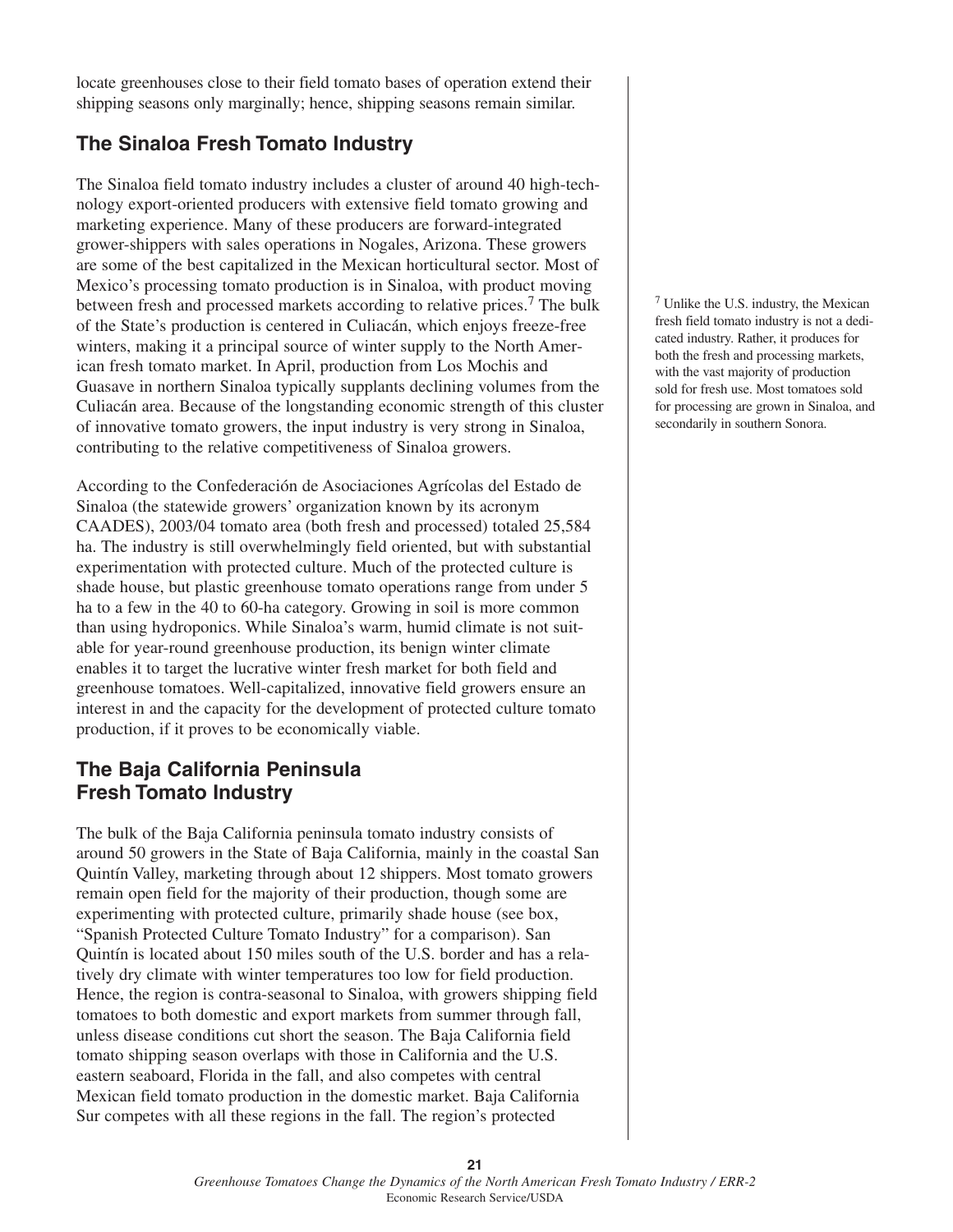locate greenhouses close to their field tomato bases of operation extend their shipping seasons only marginally; hence, shipping seasons remain similar.

## The Sinaloa Fresh Tomato Industry

The Sinaloa field tomato industry includes a cluster of around 40 high-technology export-oriented producers with extensive field tomato growing and marketing experience. Many of these producers are forward-integrated grower-shippers with sales operations in Nogales, Arizona. These growers are some of the best capitalized in the Mexican horticultural sector. Most of Mexico's processing tomato production is in Sinaloa, with product moving between fresh and processed markets according to relative prices.[7] The bulk of the State's production is centered in Culiacán, which enjoys freeze-free winters, making it a principal source of winter supply to the North American fresh tomato market. In April, production from Los Mochis and Guasave in northern Sinaloa typically supplants declining volumes from the Culiacán area. Because of the longstanding economic strength of this cluster of innovative tomato growers, the input industry is very strong in Sinaloa, contributing to the relative competitiveness of Sinaloa growers.

[7] Unlike the U.S. industry, the Mexican fresh field tomato industry is not a dedicated industry. Rather, it produces for both the fresh and processing markets, with the vast majority of production sold for fresh use. Most tomatoes sold for processing are grown in Sinaloa, and secondarily in southern Sonora.

According to the Confederación de Asociaciones Agrícolas del Estado de Sinaloa (the statewide growers' organization known by its acronym CAADES), 2003/04 tomato area (both fresh and processed) totaled 25,584 ha. The industry is still overwhelmingly field oriented, but with substantial experimentation with protected culture. Much of the protected culture is shade house, but plastic greenhouse tomato operations range from under 5 ha to a few in the 40 to 60-ha category. Growing in soil is more common than using hydroponics. While Sinaloa's warm, humid climate is not suitable for year-round greenhouse production, its benign winter climate enables it to target the lucrative winter fresh market for both field and greenhouse tomatoes. Well-capitalized, innovative field growers ensure an interest in and the capacity for the development of protected culture tomato production, if it proves to be economically viable.

## The Baja California Peninsula Fresh Tomato Industry

The bulk of the Baja California peninsula tomato industry consists of around 50 growers in the State of Baja California, mainly in the coastal San Quintín Valley, marketing through about 12 shippers. Most tomato growers remain open field for the majority of their production, though some are experimenting with protected culture, primarily shade house (see box, "Spanish Protected Culture Tomato Industry" for a comparison). San Quintín is located about 150 miles south of the U.S. border and has a relatively dry climate with winter temperatures too low for field production. Hence, the region is contra-seasonal to Sinaloa, with growers shipping field tomatoes to both domestic and export markets from summer through fall, unless disease conditions cut short the season. The Baja California field tomato shipping season overlaps with those in California and the U.S. eastern seaboard, Florida in the fall, and also competes with central Mexican field tomato production in the domestic market. Baja California Sur competes with all these regions in the fall. The region's protected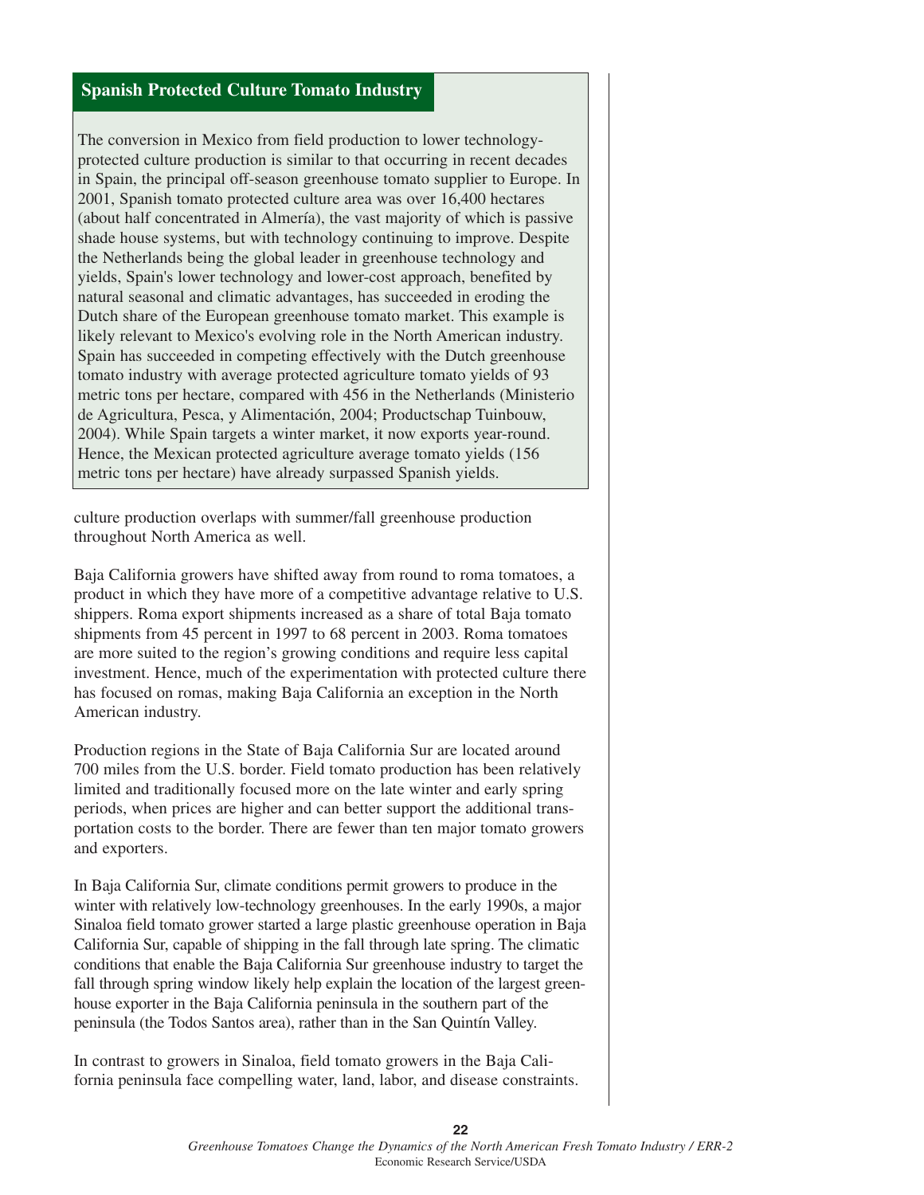## Spanish Protected Culture Tomato Industry

The conversion in Mexico from field production to lower technology-protected culture production is similar to that occurring in recent decades in Spain, the principal off-season greenhouse tomato supplier to Europe. In 2001, Spanish tomato protected culture area was over 16,400 hectares (about half concentrated in Almería), the vast majority of which is passive shade house systems, but with technology continuing to improve. Despite the Netherlands being the global leader in greenhouse technology and yields, Spain's lower technology and lower-cost approach, benefited by natural seasonal and climatic advantages, has succeeded in eroding the Dutch share of the European greenhouse tomato market. This example is likely relevant to Mexico's evolving role in the North American industry. Spain has succeeded in competing effectively with the Dutch greenhouse tomato industry with average protected agriculture tomato yields of 93 metric tons per hectare, compared with 456 in the Netherlands (Ministerio de Agricultura, Pesca, y Alimentación, 2004; Productschap Tuinbouw, 2004). While Spain targets a winter market, it now exports year-round. Hence, the Mexican protected agriculture average tomato yields (156 metric tons per hectare) have already surpassed Spanish yields.

culture production overlaps with summer/fall greenhouse production throughout North America as well.

Baja California growers have shifted away from round to roma tomatoes, a product in which they have more of a competitive advantage relative to U.S. shippers. Roma export shipments increased as a share of total Baja tomato shipments from 45 percent in 1997 to 68 percent in 2003. Roma tomatoes are more suited to the region's growing conditions and require less capital investment. Hence, much of the experimentation with protected culture there has focused on romas, making Baja California an exception in the North American industry.

Production regions in the State of Baja California Sur are located around 700 miles from the U.S. border. Field tomato production has been relatively limited and traditionally focused more on the late winter and early spring periods, when prices are higher and can better support the additional transportation costs to the border. There are fewer than ten major tomato growers and exporters.

In Baja California Sur, climate conditions permit growers to produce in the winter with relatively low-technology greenhouses. In the early 1990s, a major Sinaloa field tomato grower started a large plastic greenhouse operation in Baja California Sur, capable of shipping in the fall through late spring. The climatic conditions that enable the Baja California Sur greenhouse industry to target the fall through spring window likely help explain the location of the largest greenhouse exporter in the Baja California peninsula in the southern part of the peninsula (the Todos Santos area), rather than in the San Quintín Valley.

In contrast to growers in Sinaloa, field tomato growers in the Baja California peninsula face compelling water, land, labor, and disease constraints.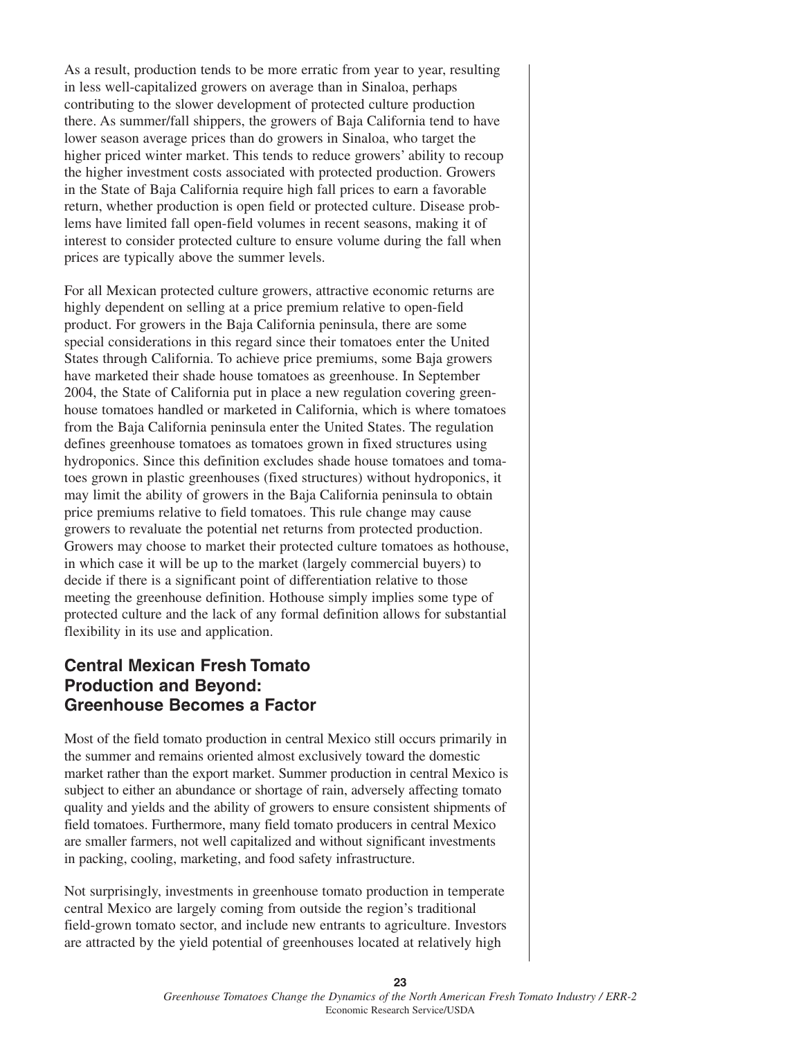As a result, production tends to be more erratic from year to year, resulting in less well-capitalized growers on average than in Sinaloa, perhaps contributing to the slower development of protected culture production there. As summer/fall shippers, the growers of Baja California tend to have lower season average prices than do growers in Sinaloa, who target the higher priced winter market. This tends to reduce growers' ability to recoup the higher investment costs associated with protected production. Growers in the State of Baja California require high fall prices to earn a favorable return, whether production is open field or protected culture. Disease problems have limited fall open-field volumes in recent seasons, making it of interest to consider protected culture to ensure volume during the fall when prices are typically above the summer levels.

For all Mexican protected culture growers, attractive economic returns are highly dependent on selling at a price premium relative to open-field product. For growers in the Baja California peninsula, there are some special considerations in this regard since their tomatoes enter the United States through California. To achieve price premiums, some Baja growers have marketed their shade house tomatoes as greenhouse. In September 2004, the State of California put in place a new regulation covering greenhouse tomatoes handled or marketed in California, which is where tomatoes from the Baja California peninsula enter the United States. The regulation defines greenhouse tomatoes as tomatoes grown in fixed structures using hydroponics. Since this definition excludes shade house tomatoes and tomatoes grown in plastic greenhouses (fixed structures) without hydroponics, it may limit the ability of growers in the Baja California peninsula to obtain price premiums relative to field tomatoes. This rule change may cause growers to revaluate the potential net returns from protected production. Growers may choose to market their protected culture tomatoes as hothouse, in which case it will be up to the market (largely commercial buyers) to decide if there is a significant point of differentiation relative to those meeting the greenhouse definition. Hothouse simply implies some type of protected culture and the lack of any formal definition allows for substantial flexibility in its use and application.

## Central Mexican Fresh Tomato Production and Beyond: Greenhouse Becomes a Factor

Most of the field tomato production in central Mexico still occurs primarily in the summer and remains oriented almost exclusively toward the domestic market rather than the export market. Summer production in central Mexico is subject to either an abundance or shortage of rain, adversely affecting tomato quality and yields and the ability of growers to ensure consistent shipments of field tomatoes. Furthermore, many field tomato producers in central Mexico are smaller farmers, not well capitalized and without significant investments in packing, cooling, marketing, and food safety infrastructure.

Not surprisingly, investments in greenhouse tomato production in temperate central Mexico are largely coming from outside the region's traditional field-grown tomato sector, and include new entrants to agriculture. Investors are attracted by the yield potential of greenhouses located at relatively high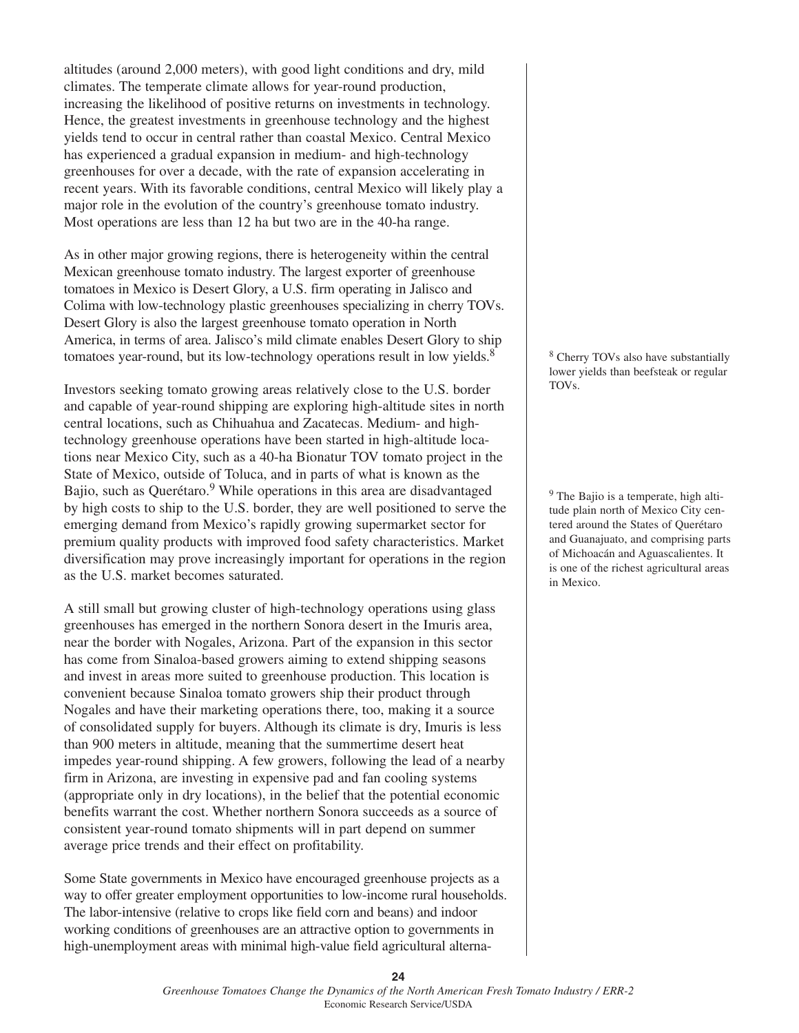altitudes (around 2,000 meters), with good light conditions and dry, mild climates. The temperate climate allows for year-round production, increasing the likelihood of positive returns on investments in technology. Hence, the greatest investments in greenhouse technology and the highest yields tend to occur in central rather than coastal Mexico. Central Mexico has experienced a gradual expansion in medium- and high-technology greenhouses for over a decade, with the rate of expansion accelerating in recent years. With its favorable conditions, central Mexico will likely play a major role in the evolution of the country's greenhouse tomato industry. Most operations are less than 12 ha but two are in the 40-ha range.

As in other major growing regions, there is heterogeneity within the central Mexican greenhouse tomato industry. The largest exporter of greenhouse tomatoes in Mexico is Desert Glory, a U.S. firm operating in Jalisco and Colima with low-technology plastic greenhouses specializing in cherry TOVs. Desert Glory is also the largest greenhouse tomato operation in North America, in terms of area. Jalisco's mild climate enables Desert Glory to ship tomatoes year-round, but its low-technology operations result in low yields.[8]

Investors seeking tomato growing areas relatively close to the U.S. border and capable of year-round shipping are exploring high-altitude sites in north central locations, such as Chihuahua and Zacatecas. Medium- and high-technology greenhouse operations have been started in high-altitude locations near Mexico City, such as a 40-ha Bionatur TOV tomato project in the State of Mexico, outside of Toluca, and in parts of what is known as the Bajio, such as Querétaro.[9] While operations in this area are disadvantaged by high costs to ship to the U.S. border, they are well positioned to serve the emerging demand from Mexico's rapidly growing supermarket sector for premium quality products with improved food safety characteristics. Market diversification may prove increasingly important for operations in the region as the U.S. market becomes saturated.

A still small but growing cluster of high-technology operations using glass greenhouses has emerged in the northern Sonora desert in the Imuris area, near the border with Nogales, Arizona. Part of the expansion in this sector has come from Sinaloa-based growers aiming to extend shipping seasons and invest in areas more suited to greenhouse production. This location is convenient because Sinaloa tomato growers ship their product through Nogales and have their marketing operations there, too, making it a source of consolidated supply for buyers. Although its climate is dry, Imuris is less than 900 meters in altitude, meaning that the summertime desert heat impedes year-round shipping. A few growers, following the lead of a nearby firm in Arizona, are investing in expensive pad and fan cooling systems (appropriate only in dry locations), in the belief that the potential economic benefits warrant the cost. Whether northern Sonora succeeds as a source of consistent year-round tomato shipments will in part depend on summer average price trends and their effect on profitability.

Some State governments in Mexico have encouraged greenhouse projects as a way to offer greater employment opportunities to low-income rural households. The labor-intensive (relative to crops like field corn and beans) and indoor working conditions of greenhouses are an attractive option to governments in high-unemployment areas with minimal high-value field agricultural alterna-

[8] Cherry TOVs also have substantially lower yields than beefsteak or regular TOVs.

[9] The Bajio is a temperate, high altitude plain north of Mexico City centered around the States of Querétaro and Guanajuato, and comprising parts of Michoacán and Aguascalientes. It is one of the richest agricultural areas in Mexico.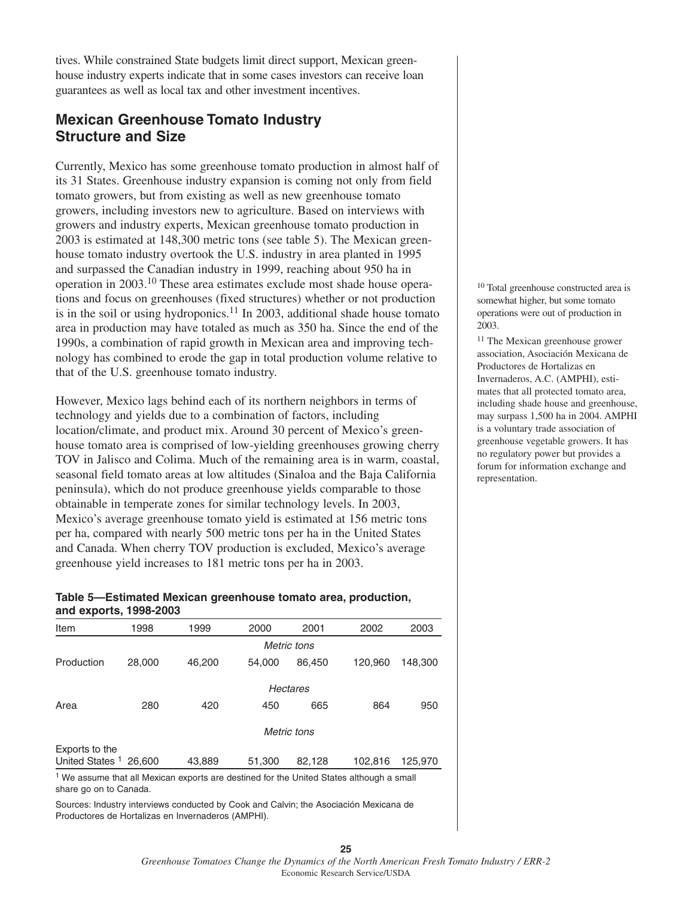tives. While constrained State budgets limit direct support, Mexican greenhouse industry experts indicate that in some cases investors can receive loan guarantees as well as local tax and other investment incentives.

## Mexican Greenhouse Tomato Industry Structure and Size

Currently, Mexico has some greenhouse tomato production in almost half of its 31 States. Greenhouse industry expansion is coming not only from field tomato growers, but from existing as well as new greenhouse tomato growers, including investors new to agriculture. Based on interviews with growers and industry experts, Mexican greenhouse tomato production in 2003 is estimated at 148,300 metric tons (see table 5). The Mexican greenhouse tomato industry overtook the U.S. industry in area planted in 1995 and surpassed the Canadian industry in 1999, reaching about 950 ha in operation in 2003.[10] These area estimates exclude most shade house operations and focus on greenhouses (fixed structures) whether or not production is in the soil or using hydroponics.[11] In 2003, additional shade house tomato area in production may have totaled as much as 350 ha. Since the end of the 1990s, a combination of rapid growth in Mexican area and improving technology has combined to erode the gap in total production volume relative to that of the U.S. greenhouse tomato industry.

However, Mexico lags behind each of its northern neighbors in terms of technology and yields due to a combination of factors, including location/climate, and product mix. Around 30 percent of Mexico's greenhouse tomato area is comprised of low-yielding greenhouses growing cherry TOV in Jalisco and Colima. Much of the remaining area is in warm, coastal, seasonal field tomato areas at low altitudes (Sinaloa and the Baja California peninsula), which do not produce greenhouse yields comparable to those obtainable in temperate zones for similar technology levels. In 2003, Mexico's average greenhouse tomato yield is estimated at 156 metric tons per ha, compared with nearly 500 metric tons per ha in the United States and Canada. When cherry TOV production is excluded, Mexico's average greenhouse yield increases to 181 metric tons per ha in 2003.

[10] Total greenhouse constructed area is somewhat higher, but some tomato operations were out of production in 2003.

[11] The Mexican greenhouse grower association, Asociación Mexicana de Productores de Hortalizas en Invernaderos, A.C. (AMPHI), estimates that all protected tomato area, including shade house and greenhouse, may surpass 1,500 ha in 2004. AMPHI is a voluntary trade association of greenhouse vegetable growers. It has no regulatory power but provides a forum for information exchange and representation.

**Table 5—Estimated Mexican greenhouse tomato area, production, and exports, 1998-2003**

| Item | 1998 | 1999 | 2000 | 2001 | 2002 | 2003 |
|---|---|---|---|---|---|---|
| | *Metric tons* | | | | | |
| Production | 28,000 | 46,200 | 54,000 | 86,450 | 120,960 | 148,300 |
| | *Hectares* | | | | | |
| Area | 280 | 420 | 450 | 665 | 864 | 950 |
| | *Metric tons* | | | | | |
| Exports to the United States [1] | 26,600 | 43,889 | 51,300 | 82,128 | 102,816 | 125,970 |

[1] We assume that all Mexican exports are destined for the United States although a small share go on to Canada.

Sources: Industry interviews conducted by Cook and Calvin; the Asociación Mexicana de Productores de Hortalizas en Invernaderos (AMPHI).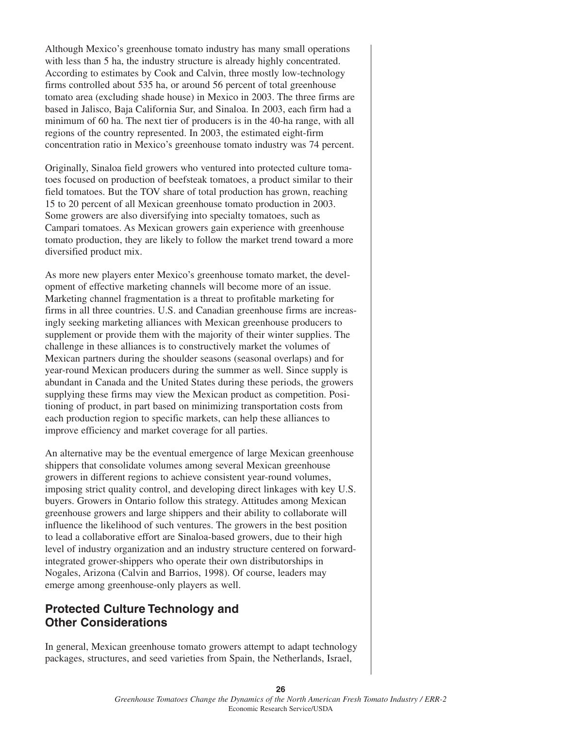Although Mexico's greenhouse tomato industry has many small operations with less than 5 ha, the industry structure is already highly concentrated. According to estimates by Cook and Calvin, three mostly low-technology firms controlled about 535 ha, or around 56 percent of total greenhouse tomato area (excluding shade house) in Mexico in 2003. The three firms are based in Jalisco, Baja California Sur, and Sinaloa. In 2003, each firm had a minimum of 60 ha. The next tier of producers is in the 40-ha range, with all regions of the country represented. In 2003, the estimated eight-firm concentration ratio in Mexico's greenhouse tomato industry was 74 percent.

Originally, Sinaloa field growers who ventured into protected culture tomatoes focused on production of beefsteak tomatoes, a product similar to their field tomatoes. But the TOV share of total production has grown, reaching 15 to 20 percent of all Mexican greenhouse tomato production in 2003. Some growers are also diversifying into specialty tomatoes, such as Campari tomatoes. As Mexican growers gain experience with greenhouse tomato production, they are likely to follow the market trend toward a more diversified product mix.

As more new players enter Mexico's greenhouse tomato market, the development of effective marketing channels will become more of an issue. Marketing channel fragmentation is a threat to profitable marketing for firms in all three countries. U.S. and Canadian greenhouse firms are increasingly seeking marketing alliances with Mexican greenhouse producers to supplement or provide them with the majority of their winter supplies. The challenge in these alliances is to constructively market the volumes of Mexican partners during the shoulder seasons (seasonal overlaps) and for year-round Mexican producers during the summer as well. Since supply is abundant in Canada and the United States during these periods, the growers supplying these firms may view the Mexican product as competition. Positioning of product, in part based on minimizing transportation costs from each production region to specific markets, can help these alliances to improve efficiency and market coverage for all parties.

An alternative may be the eventual emergence of large Mexican greenhouse shippers that consolidate volumes among several Mexican greenhouse growers in different regions to achieve consistent year-round volumes, imposing strict quality control, and developing direct linkages with key U.S. buyers. Growers in Ontario follow this strategy. Attitudes among Mexican greenhouse growers and large shippers and their ability to collaborate will influence the likelihood of such ventures. The growers in the best position to lead a collaborative effort are Sinaloa-based growers, due to their high level of industry organization and an industry structure centered on forward-integrated grower-shippers who operate their own distributorships in Nogales, Arizona (Calvin and Barrios, 1998). Of course, leaders may emerge among greenhouse-only players as well.

## Protected Culture Technology and Other Considerations

In general, Mexican greenhouse tomato growers attempt to adapt technology packages, structures, and seed varieties from Spain, the Netherlands, Israel,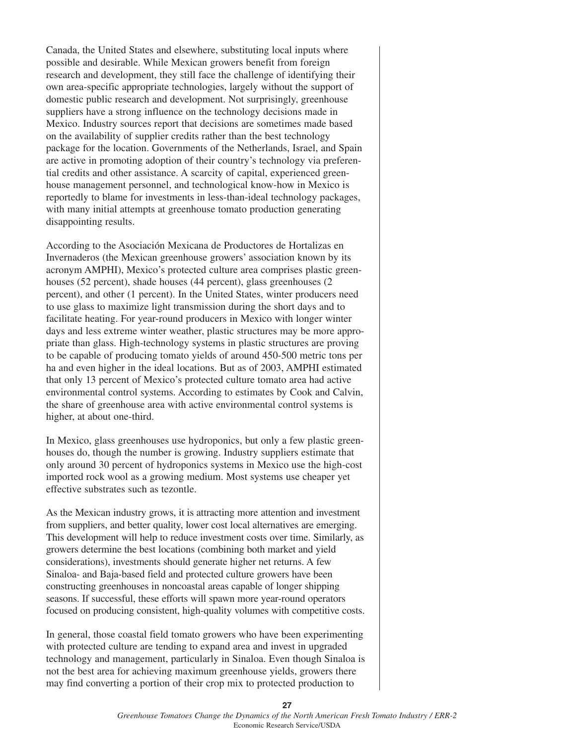Canada, the United States and elsewhere, substituting local inputs where possible and desirable. While Mexican growers benefit from foreign research and development, they still face the challenge of identifying their own area-specific appropriate technologies, largely without the support of domestic public research and development. Not surprisingly, greenhouse suppliers have a strong influence on the technology decisions made in Mexico. Industry sources report that decisions are sometimes made based on the availability of supplier credits rather than the best technology package for the location. Governments of the Netherlands, Israel, and Spain are active in promoting adoption of their country's technology via preferential credits and other assistance. A scarcity of capital, experienced greenhouse management personnel, and technological know-how in Mexico is reportedly to blame for investments in less-than-ideal technology packages, with many initial attempts at greenhouse tomato production generating disappointing results.

According to the Asociación Mexicana de Productores de Hortalizas en Invernaderos (the Mexican greenhouse growers' association known by its acronym AMPHI), Mexico's protected culture area comprises plastic greenhouses (52 percent), shade houses (44 percent), glass greenhouses (2 percent), and other (1 percent). In the United States, winter producers need to use glass to maximize light transmission during the short days and to facilitate heating. For year-round producers in Mexico with longer winter days and less extreme winter weather, plastic structures may be more appropriate than glass. High-technology systems in plastic structures are proving to be capable of producing tomato yields of around 450-500 metric tons per ha and even higher in the ideal locations. But as of 2003, AMPHI estimated that only 13 percent of Mexico's protected culture tomato area had active environmental control systems. According to estimates by Cook and Calvin, the share of greenhouse area with active environmental control systems is higher, at about one-third.

In Mexico, glass greenhouses use hydroponics, but only a few plastic greenhouses do, though the number is growing. Industry suppliers estimate that only around 30 percent of hydroponics systems in Mexico use the high-cost imported rock wool as a growing medium. Most systems use cheaper yet effective substrates such as tezontle.

As the Mexican industry grows, it is attracting more attention and investment from suppliers, and better quality, lower cost local alternatives are emerging. This development will help to reduce investment costs over time. Similarly, as growers determine the best locations (combining both market and yield considerations), investments should generate higher net returns. A few Sinaloa- and Baja-based field and protected culture growers have been constructing greenhouses in noncoastal areas capable of longer shipping seasons. If successful, these efforts will spawn more year-round operators focused on producing consistent, high-quality volumes with competitive costs.

In general, those coastal field tomato growers who have been experimenting with protected culture are tending to expand area and invest in upgraded technology and management, particularly in Sinaloa. Even though Sinaloa is not the best area for achieving maximum greenhouse yields, growers there may find converting a portion of their crop mix to protected production to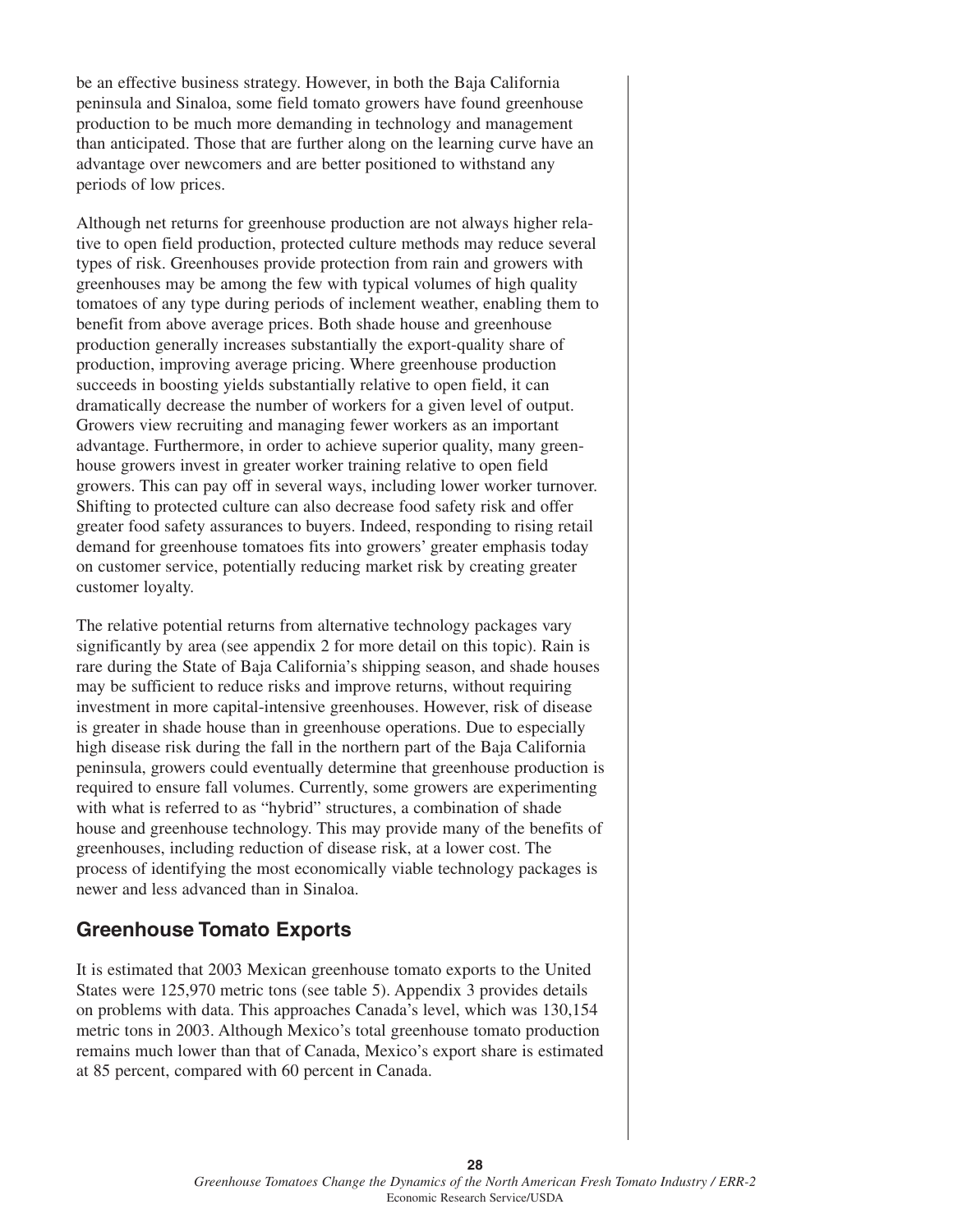be an effective business strategy. However, in both the Baja California peninsula and Sinaloa, some field tomato growers have found greenhouse production to be much more demanding in technology and management than anticipated. Those that are further along on the learning curve have an advantage over newcomers and are better positioned to withstand any periods of low prices.

Although net returns for greenhouse production are not always higher relative to open field production, protected culture methods may reduce several types of risk. Greenhouses provide protection from rain and growers with greenhouses may be among the few with typical volumes of high quality tomatoes of any type during periods of inclement weather, enabling them to benefit from above average prices. Both shade house and greenhouse production generally increases substantially the export-quality share of production, improving average pricing. Where greenhouse production succeeds in boosting yields substantially relative to open field, it can dramatically decrease the number of workers for a given level of output. Growers view recruiting and managing fewer workers as an important advantage. Furthermore, in order to achieve superior quality, many greenhouse growers invest in greater worker training relative to open field growers. This can pay off in several ways, including lower worker turnover. Shifting to protected culture can also decrease food safety risk and offer greater food safety assurances to buyers. Indeed, responding to rising retail demand for greenhouse tomatoes fits into growers' greater emphasis today on customer service, potentially reducing market risk by creating greater customer loyalty.

The relative potential returns from alternative technology packages vary significantly by area (see appendix 2 for more detail on this topic). Rain is rare during the State of Baja California's shipping season, and shade houses may be sufficient to reduce risks and improve returns, without requiring investment in more capital-intensive greenhouses. However, risk of disease is greater in shade house than in greenhouse operations. Due to especially high disease risk during the fall in the northern part of the Baja California peninsula, growers could eventually determine that greenhouse production is required to ensure fall volumes. Currently, some growers are experimenting with what is referred to as "hybrid" structures, a combination of shade house and greenhouse technology. This may provide many of the benefits of greenhouses, including reduction of disease risk, at a lower cost. The process of identifying the most economically viable technology packages is newer and less advanced than in Sinaloa.

## Greenhouse Tomato Exports

It is estimated that 2003 Mexican greenhouse tomato exports to the United States were 125,970 metric tons (see table 5). Appendix 3 provides details on problems with data. This approaches Canada's level, which was 130,154 metric tons in 2003. Although Mexico's total greenhouse tomato production remains much lower than that of Canada, Mexico's export share is estimated at 85 percent, compared with 60 percent in Canada.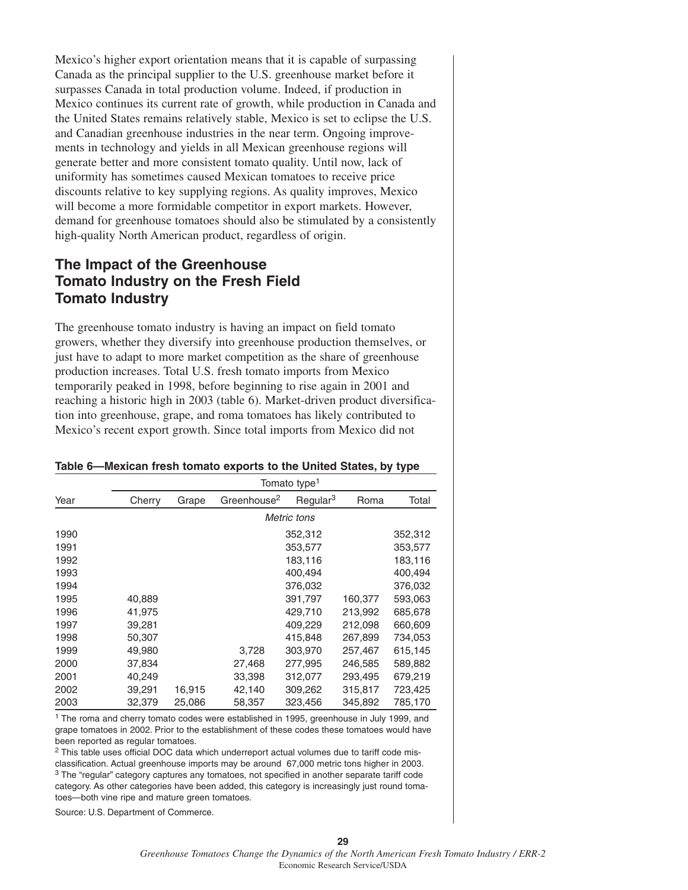Mexico's higher export orientation means that it is capable of surpassing Canada as the principal supplier to the U.S. greenhouse market before it surpasses Canada in total production volume. Indeed, if production in Mexico continues its current rate of growth, while production in Canada and the United States remains relatively stable, Mexico is set to eclipse the U.S. and Canadian greenhouse industries in the near term. Ongoing improvements in technology and yields in all Mexican greenhouse regions will generate better and more consistent tomato quality. Until now, lack of uniformity has sometimes caused Mexican tomatoes to receive price discounts relative to key supplying regions. As quality improves, Mexico will become a more formidable competitor in export markets. However, demand for greenhouse tomatoes should also be stimulated by a consistently high-quality North American product, regardless of origin.

## The Impact of the Greenhouse Tomato Industry on the Fresh Field Tomato Industry

The greenhouse tomato industry is having an impact on field tomato growers, whether they diversify into greenhouse production themselves, or just have to adapt to more market competition as the share of greenhouse production increases. Total U.S. fresh tomato imports from Mexico temporarily peaked in 1998, before beginning to rise again in 2001 and reaching a historic high in 2003 (table 6). Market-driven product diversification into greenhouse, grape, and roma tomatoes has likely contributed to Mexico's recent export growth. Since total imports from Mexico did not

**Table 6—Mexican fresh tomato exports to the United States, by type**

| | Tomato type[1] | | | | | |
|---|---|---|---|---|---|---|
| Year | Cherry | Grape | Greenhouse[2] | Regular[3] | Roma | Total |
| | *Metric tons* | | | | | |
| 1990 | | | | 352,312 | | 352,312 |
| 1991 | | | | 353,577 | | 353,577 |
| 1992 | | | | 183,116 | | 183,116 |
| 1993 | | | | 400,494 | | 400,494 |
| 1994 | | | | 376,032 | | 376,032 |
| 1995 | 40,889 | | | 391,797 | 160,377 | 593,063 |
| 1996 | 41,975 | | | 429,710 | 213,992 | 685,678 |
| 1997 | 39,281 | | | 409,229 | 212,098 | 660,609 |
| 1998 | 50,307 | | | 415,848 | 267,899 | 734,053 |
| 1999 | 49,980 | | 3,728 | 303,970 | 257,467 | 615,145 |
| 2000 | 37,834 | | 27,468 | 277,995 | 246,585 | 589,882 |
| 2001 | 40,249 | | 33,398 | 312,077 | 293,495 | 679,219 |
| 2002 | 39,291 | 16,915 | 42,140 | 309,262 | 315,817 | 723,425 |
| 2003 | 32,379 | 25,086 | 58,357 | 323,456 | 345,892 | 785,170 |

[1] The roma and cherry tomato codes were established in 1995, greenhouse in July 1999, and grape tomatoes in 2002. Prior to the establishment of these codes these tomatoes would have been reported as regular tomatoes.

[2] This table uses official DOC data which underreport actual volumes due to tariff code misclassification. Actual greenhouse imports may be around 67,000 metric tons higher in 2003.

[3] The "regular" category captures any tomatoes, not specified in another separate tariff code category. As other categories have been added, this category is increasingly just round tomatoes—both vine ripe and mature green tomatoes.

Source: U.S. Department of Commerce.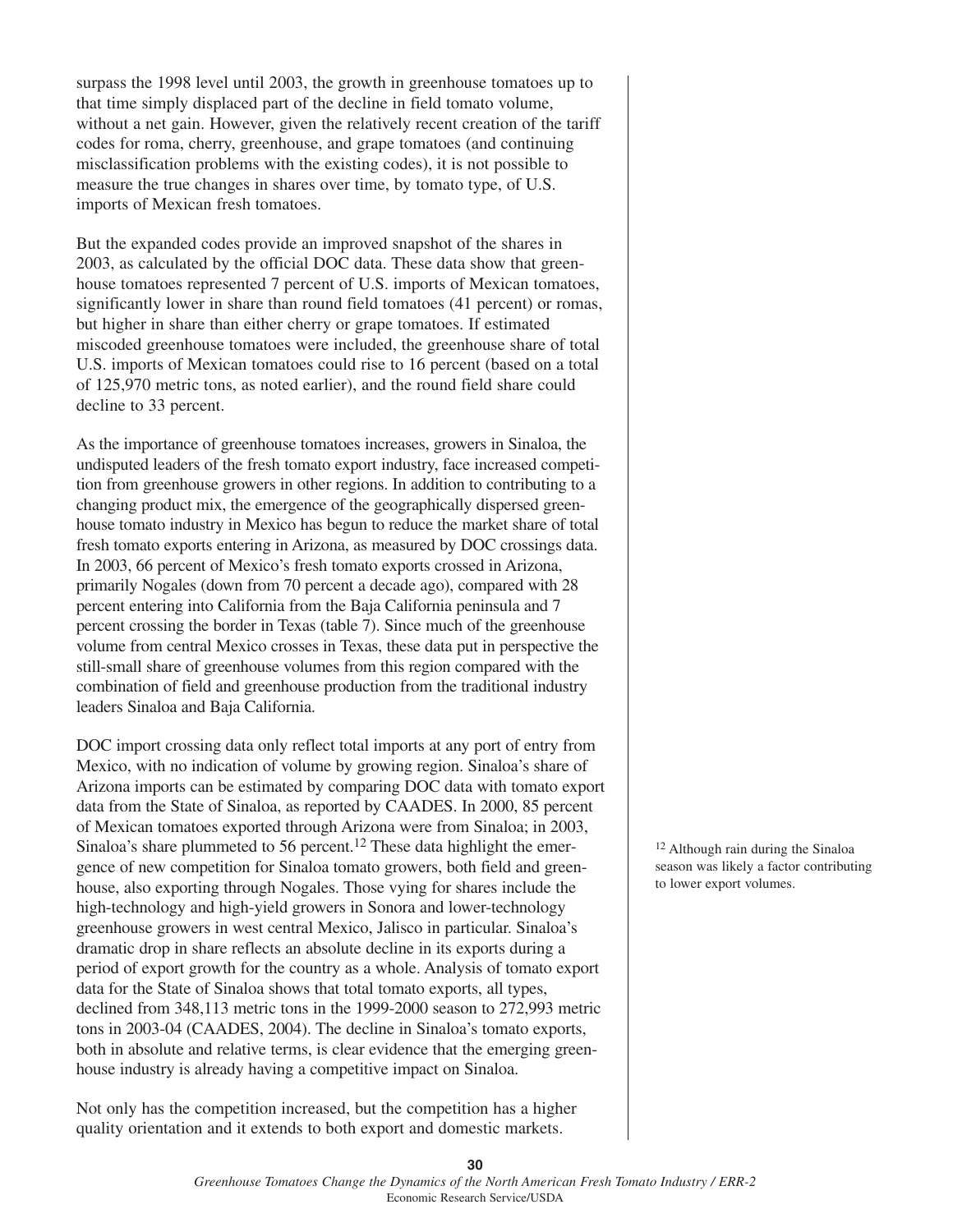surpass the 1998 level until 2003, the growth in greenhouse tomatoes up to that time simply displaced part of the decline in field tomato volume, without a net gain. However, given the relatively recent creation of the tariff codes for roma, cherry, greenhouse, and grape tomatoes (and continuing misclassification problems with the existing codes), it is not possible to measure the true changes in shares over time, by tomato type, of U.S. imports of Mexican fresh tomatoes.

But the expanded codes provide an improved snapshot of the shares in 2003, as calculated by the official DOC data. These data show that greenhouse tomatoes represented 7 percent of U.S. imports of Mexican tomatoes, significantly lower in share than round field tomatoes (41 percent) or romas, but higher in share than either cherry or grape tomatoes. If estimated miscoded greenhouse tomatoes were included, the greenhouse share of total U.S. imports of Mexican tomatoes could rise to 16 percent (based on a total of 125,970 metric tons, as noted earlier), and the round field share could decline to 33 percent.

As the importance of greenhouse tomatoes increases, growers in Sinaloa, the undisputed leaders of the fresh tomato export industry, face increased competition from greenhouse growers in other regions. In addition to contributing to a changing product mix, the emergence of the geographically dispersed greenhouse tomato industry in Mexico has begun to reduce the market share of total fresh tomato exports entering in Arizona, as measured by DOC crossings data. In 2003, 66 percent of Mexico's fresh tomato exports crossed in Arizona, primarily Nogales (down from 70 percent a decade ago), compared with 28 percent entering into California from the Baja California peninsula and 7 percent crossing the border in Texas (table 7). Since much of the greenhouse volume from central Mexico crosses in Texas, these data put in perspective the still-small share of greenhouse volumes from this region compared with the combination of field and greenhouse production from the traditional industry leaders Sinaloa and Baja California.

DOC import crossing data only reflect total imports at any port of entry from Mexico, with no indication of volume by growing region. Sinaloa's share of Arizona imports can be estimated by comparing DOC data with tomato export data from the State of Sinaloa, as reported by CAADES. In 2000, 85 percent of Mexican tomatoes exported through Arizona were from Sinaloa; in 2003, Sinaloa's share plummeted to 56 percent.[12] These data highlight the emergence of new competition for Sinaloa tomato growers, both field and greenhouse, also exporting through Nogales. Those vying for shares include the high-technology and high-yield growers in Sonora and lower-technology greenhouse growers in west central Mexico, Jalisco in particular. Sinaloa's dramatic drop in share reflects an absolute decline in its exports during a period of export growth for the country as a whole. Analysis of tomato export data for the State of Sinaloa shows that total tomato exports, all types, declined from 348,113 metric tons in the 1999-2000 season to 272,993 metric tons in 2003-04 (CAADES, 2004). The decline in Sinaloa's tomato exports, both in absolute and relative terms, is clear evidence that the emerging greenhouse industry is already having a competitive impact on Sinaloa.

[12] Although rain during the Sinaloa season was likely a factor contributing to lower export volumes.

Not only has the competition increased, but the competition has a higher quality orientation and it extends to both export and domestic markets.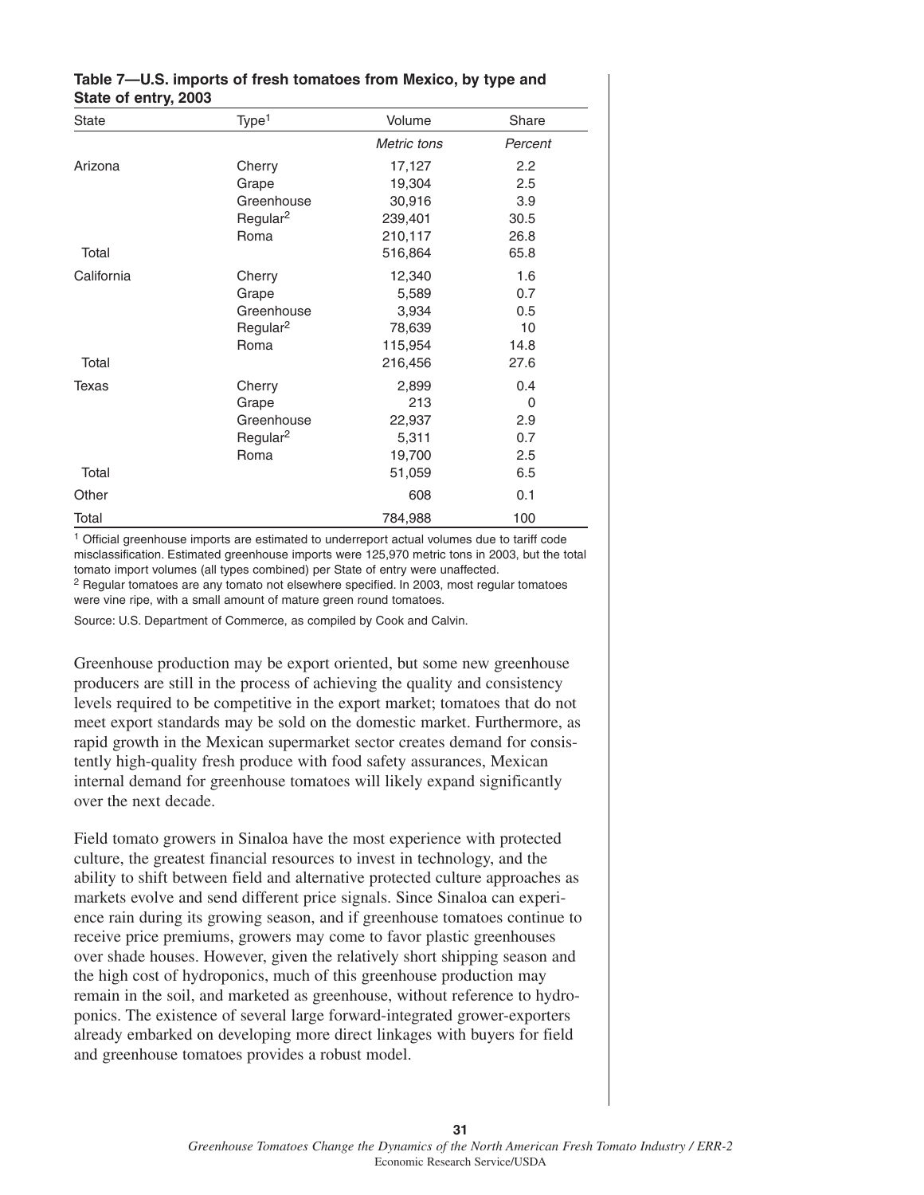**Table 7—U.S. imports of fresh tomatoes from Mexico, by type and State of entry, 2003**

| State | Type[1] | Volume | Share |
|---|---|---|---|
| | | *Metric tons* | *Percent* |
| Arizona | Cherry | 17,127 | 2.2 |
| | Grape | 19,304 | 2.5 |
| | Greenhouse | 30,916 | 3.9 |
| | Regular[2] | 239,401 | 30.5 |
| | Roma | 210,117 | 26.8 |
| Total | | 516,864 | 65.8 |
| California | Cherry | 12,340 | 1.6 |
| | Grape | 5,589 | 0.7 |
| | Greenhouse | 3,934 | 0.5 |
| | Regular[2] | 78,639 | 10 |
| | Roma | 115,954 | 14.8 |
| Total | | 216,456 | 27.6 |
| Texas | Cherry | 2,899 | 0.4 |
| | Grape | 213 | 0 |
| | Greenhouse | 22,937 | 2.9 |
| | Regular[2] | 5,311 | 0.7 |
| | Roma | 19,700 | 2.5 |
| Total | | 51,059 | 6.5 |
| Other | | 608 | 0.1 |
| Total | | 784,988 | 100 |

[1] Official greenhouse imports are estimated to underreport actual volumes due to tariff code misclassification. Estimated greenhouse imports were 125,970 metric tons in 2003, but the total tomato import volumes (all types combined) per State of entry were unaffected.

[2] Regular tomatoes are any tomato not elsewhere specified. In 2003, most regular tomatoes were vine ripe, with a small amount of mature green round tomatoes.

Source: U.S. Department of Commerce, as compiled by Cook and Calvin.

Greenhouse production may be export oriented, but some new greenhouse producers are still in the process of achieving the quality and consistency levels required to be competitive in the export market; tomatoes that do not meet export standards may be sold on the domestic market. Furthermore, as rapid growth in the Mexican supermarket sector creates demand for consistently high-quality fresh produce with food safety assurances, Mexican internal demand for greenhouse tomatoes will likely expand significantly over the next decade.

Field tomato growers in Sinaloa have the most experience with protected culture, the greatest financial resources to invest in technology, and the ability to shift between field and alternative protected culture approaches as markets evolve and send different price signals. Since Sinaloa can experience rain during its growing season, and if greenhouse tomatoes continue to receive price premiums, growers may come to favor plastic greenhouses over shade houses. However, given the relatively short shipping season and the high cost of hydroponics, much of this greenhouse production may remain in the soil, and marketed as greenhouse, without reference to hydroponics. The existence of several large forward-integrated grower-exporters already embarked on developing more direct linkages with buyers for field and greenhouse tomatoes provides a robust model.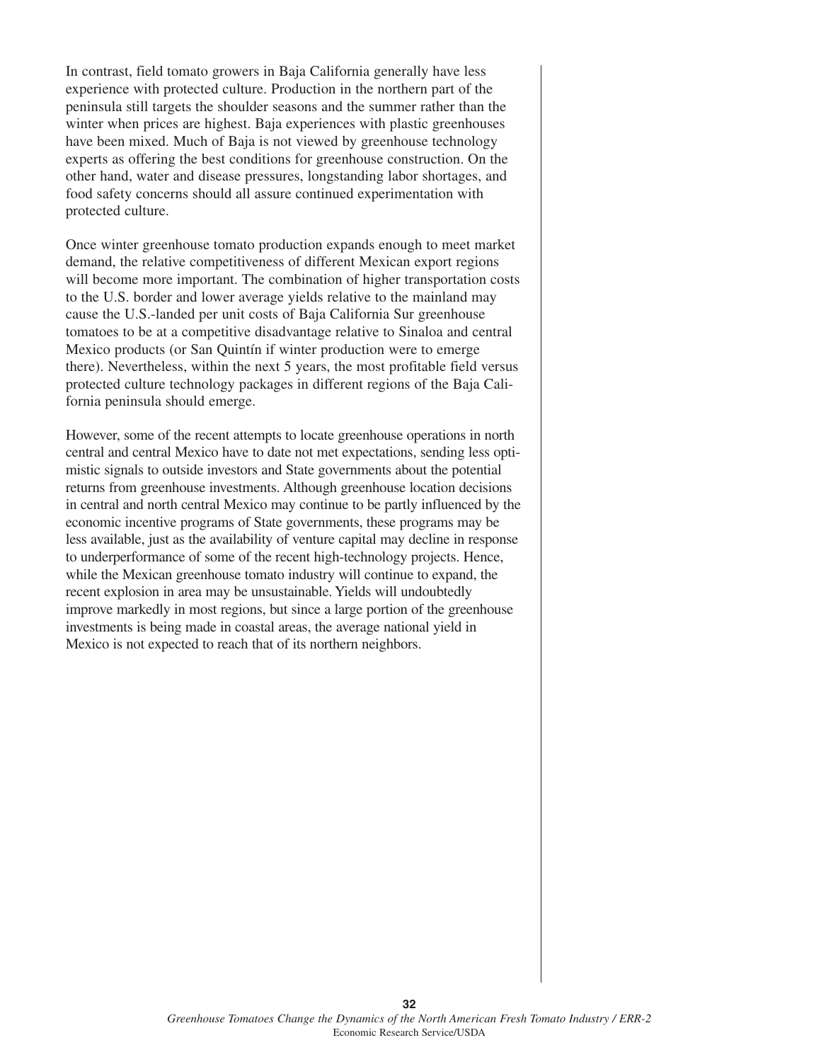In contrast, field tomato growers in Baja California generally have less experience with protected culture. Production in the northern part of the peninsula still targets the shoulder seasons and the summer rather than the winter when prices are highest. Baja experiences with plastic greenhouses have been mixed. Much of Baja is not viewed by greenhouse technology experts as offering the best conditions for greenhouse construction. On the other hand, water and disease pressures, longstanding labor shortages, and food safety concerns should all assure continued experimentation with protected culture.

Once winter greenhouse tomato production expands enough to meet market demand, the relative competitiveness of different Mexican export regions will become more important. The combination of higher transportation costs to the U.S. border and lower average yields relative to the mainland may cause the U.S.-landed per unit costs of Baja California Sur greenhouse tomatoes to be at a competitive disadvantage relative to Sinaloa and central Mexico products (or San Quintín if winter production were to emerge there). Nevertheless, within the next 5 years, the most profitable field versus protected culture technology packages in different regions of the Baja California peninsula should emerge.

However, some of the recent attempts to locate greenhouse operations in north central and central Mexico have to date not met expectations, sending less optimistic signals to outside investors and State governments about the potential returns from greenhouse investments. Although greenhouse location decisions in central and north central Mexico may continue to be partly influenced by the economic incentive programs of State governments, these programs may be less available, just as the availability of venture capital may decline in response to underperformance of some of the recent high-technology projects. Hence, while the Mexican greenhouse tomato industry will continue to expand, the recent explosion in area may be unsustainable. Yields will undoubtedly improve markedly in most regions, but since a large portion of the greenhouse investments is being made in coastal areas, the average national yield in Mexico is not expected to reach that of its northern neighbors.